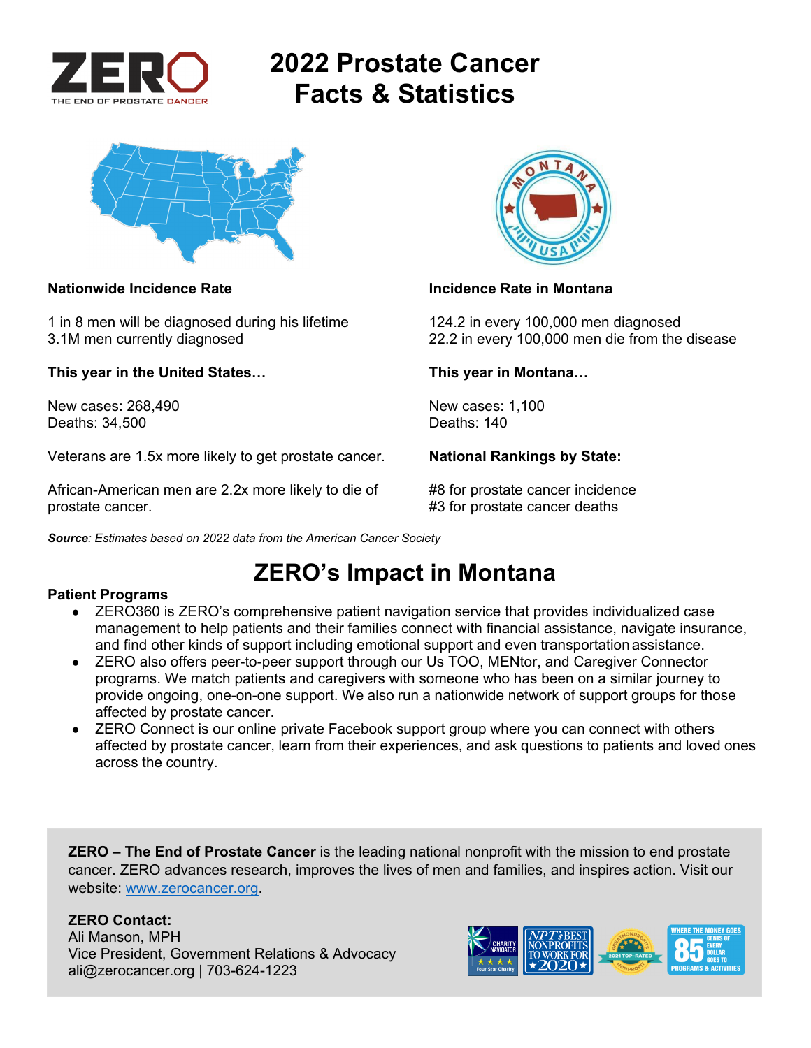# 2022 Prostate Cancer Facts & Statistics

**Nationwide Incidence Rate**

1 in 8 men will be diagnosed during his lifetime
3.1M men currently diagnosed

**This year in the United States…**

New cases: 268,490
Deaths: 34,500

Veterans are 1.5x more likely to get prostate cancer.

African-American men are 2.2x more likely to die of prostate cancer.

**Incidence Rate in Montana**

124.2 in every 100,000 men diagnosed
22.2 in every 100,000 men die from the disease

**This year in Montana…**

New cases: 1,100
Deaths: 140

**National Rankings by State:**

#8 for prostate cancer incidence
#3 for prostate cancer deaths

***Source**: Estimates based on 2022 data from the American Cancer Society*

## ZERO's Impact in Montana

**Patient Programs**

- ZERO360 is ZERO's comprehensive patient navigation service that provides individualized case management to help patients and their families connect with financial assistance, navigate insurance, and find other kinds of support including emotional support and even transportation assistance.
- ZERO also offers peer-to-peer support through our Us TOO, MENtor, and Caregiver Connector programs. We match patients and caregivers with someone who has been on a similar journey to provide ongoing, one-on-one support. We also run a nationwide network of support groups for those affected by prostate cancer.
- ZERO Connect is our online private Facebook support group where you can connect with others affected by prostate cancer, learn from their experiences, and ask questions to patients and loved ones across the country.

**ZERO – The End of Prostate Cancer** is the leading national nonprofit with the mission to end prostate cancer. ZERO advances research, improves the lives of men and families, and inspires action. Visit our website: www.zerocancer.org.

**ZERO Contact:**
Ali Manson, MPH
Vice President, Government Relations & Advocacy
ali@zerocancer.org | 703-624-1223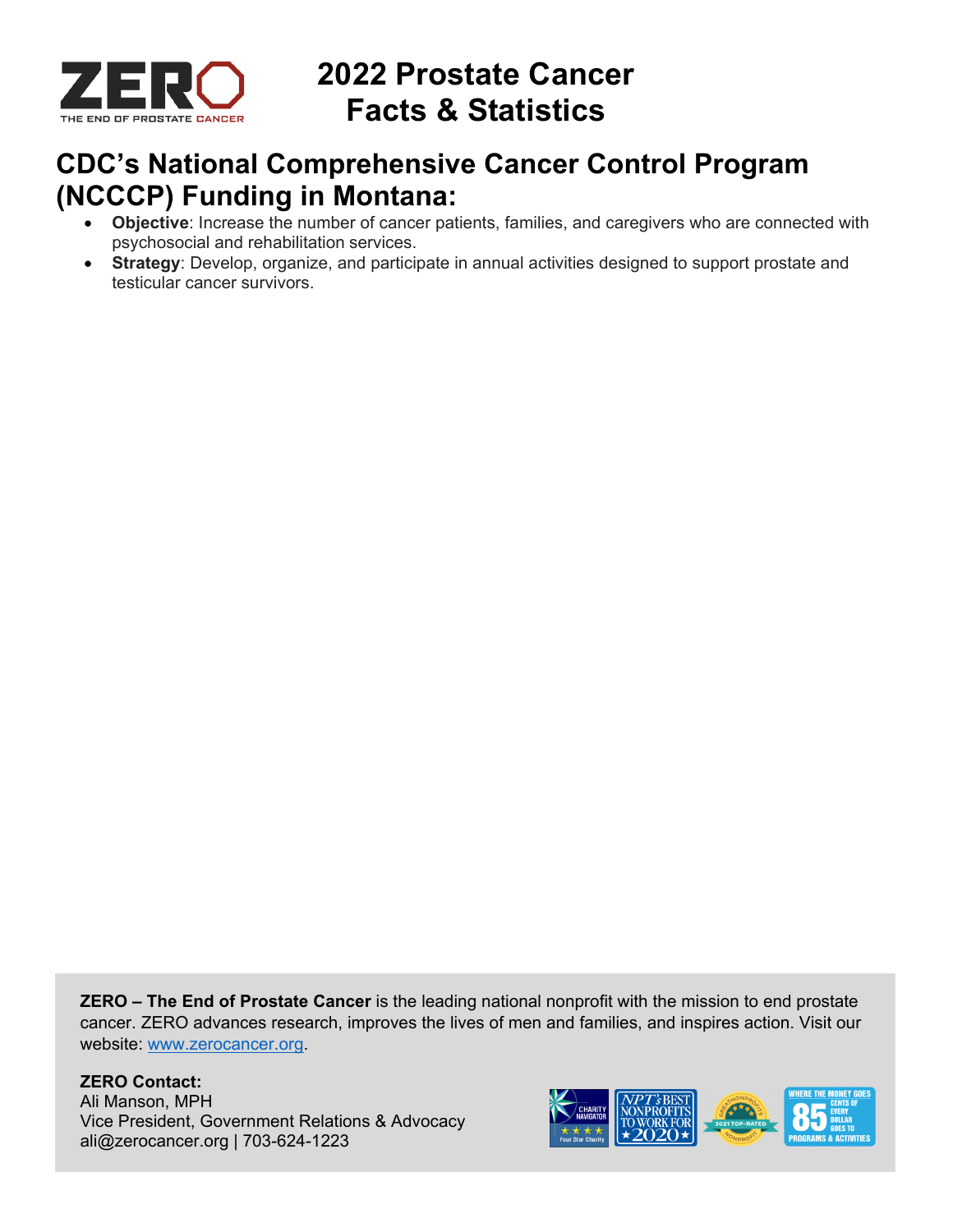# 2022 Prostate Cancer Facts & Statistics

## CDC's National Comprehensive Cancer Control Program (NCCCP) Funding in Montana:

- **Objective**: Increase the number of cancer patients, families, and caregivers who are connected with psychosocial and rehabilitation services.
- **Strategy**: Develop, organize, and participate in annual activities designed to support prostate and testicular cancer survivors.

**ZERO – The End of Prostate Cancer** is the leading national nonprofit with the mission to end prostate cancer. ZERO advances research, improves the lives of men and families, and inspires action. Visit our website: [www.zerocancer.org](http://www.zerocancer.org).

**ZERO Contact:**
Ali Manson, MPH
Vice President, Government Relations & Advocacy
ali@zerocancer.org | 703-624-1223